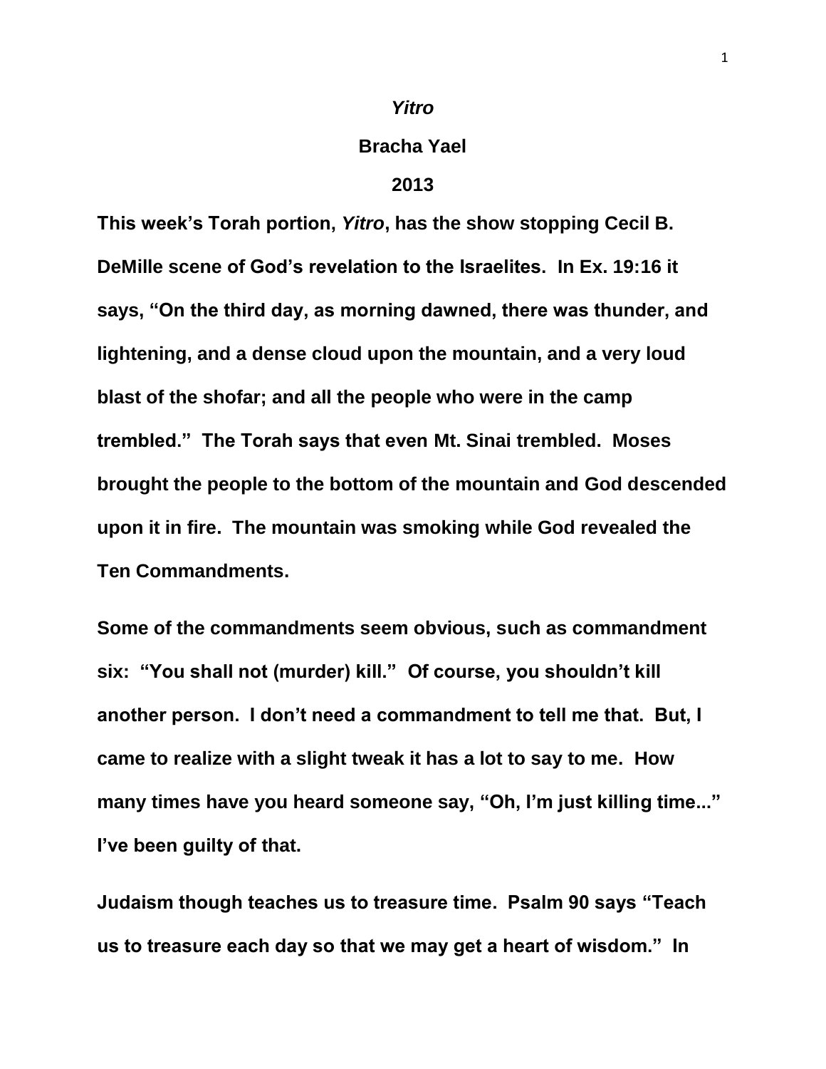*Yitro*

**Bracha Yael**

**2013**

**This week's Torah portion, *Yitro*, has the show stopping Cecil B. DeMille scene of God's revelation to the Israelites. In Ex. 19:16 it says, "On the third day, as morning dawned, there was thunder, and lightening, and a dense cloud upon the mountain, and a very loud blast of the shofar; and all the people who were in the camp trembled." The Torah says that even Mt. Sinai trembled. Moses brought the people to the bottom of the mountain and God descended upon it in fire. The mountain was smoking while God revealed the Ten Commandments.**

**Some of the commandments seem obvious, such as commandment six: "You shall not (murder) kill." Of course, you shouldn't kill another person. I don't need a commandment to tell me that. But, I came to realize with a slight tweak it has a lot to say to me. How many times have you heard someone say, "Oh, I'm just killing time..." I've been guilty of that.**

**Judaism though teaches us to treasure time. Psalm 90 says "Teach us to treasure each day so that we may get a heart of wisdom." In**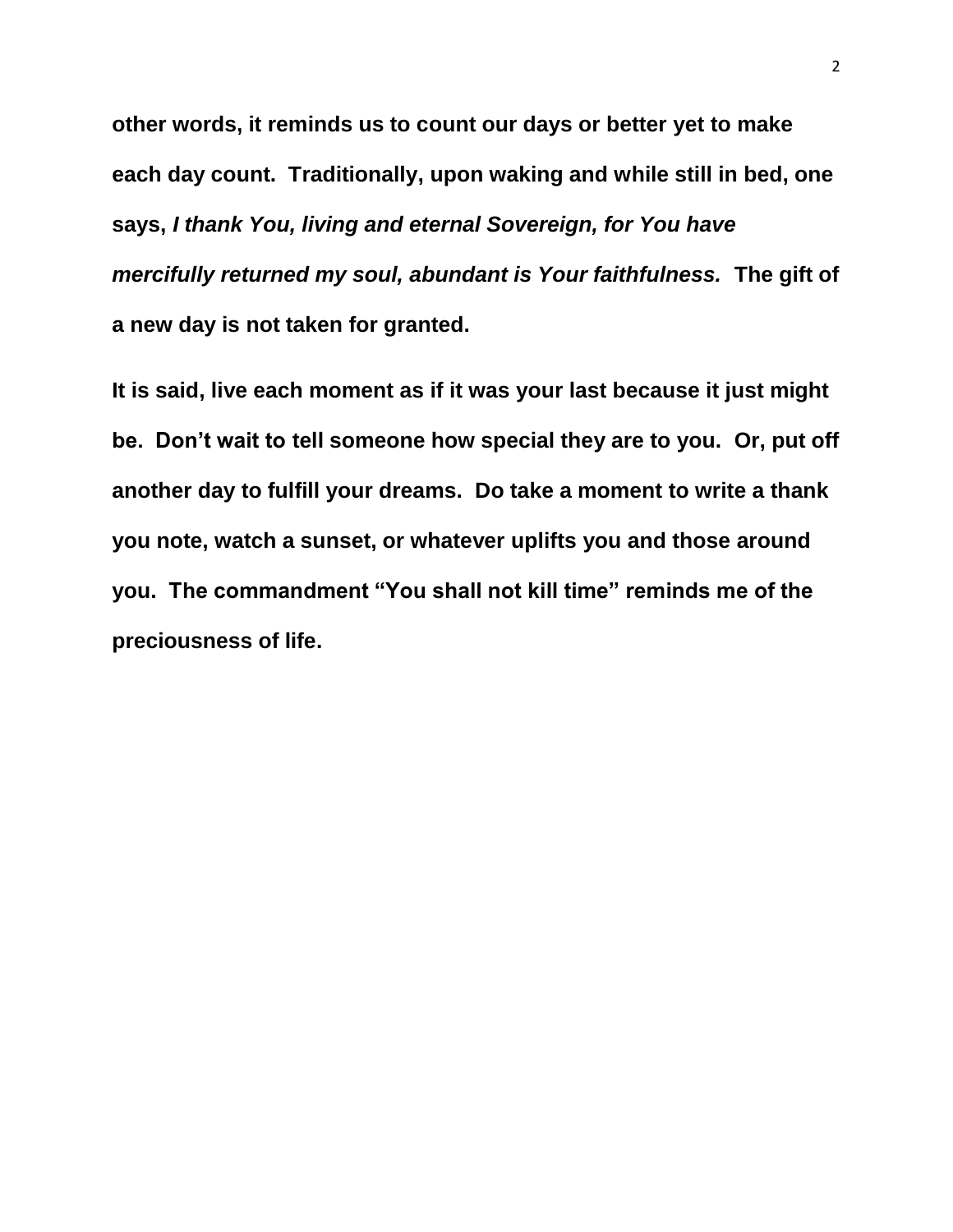**other words, it reminds us to count our days or better yet to make each day count. Traditionally, upon waking and while still in bed, one says, *I thank You, living and eternal Sovereign, for You have mercifully returned my soul, abundant is Your faithfulness.* The gift of a new day is not taken for granted.**

**It is said, live each moment as if it was your last because it just might be. Don't wait to tell someone how special they are to you. Or, put off another day to fulfill your dreams. Do take a moment to write a thank you note, watch a sunset, or whatever uplifts you and those around you. The commandment "You shall not kill time" reminds me of the preciousness of life.**